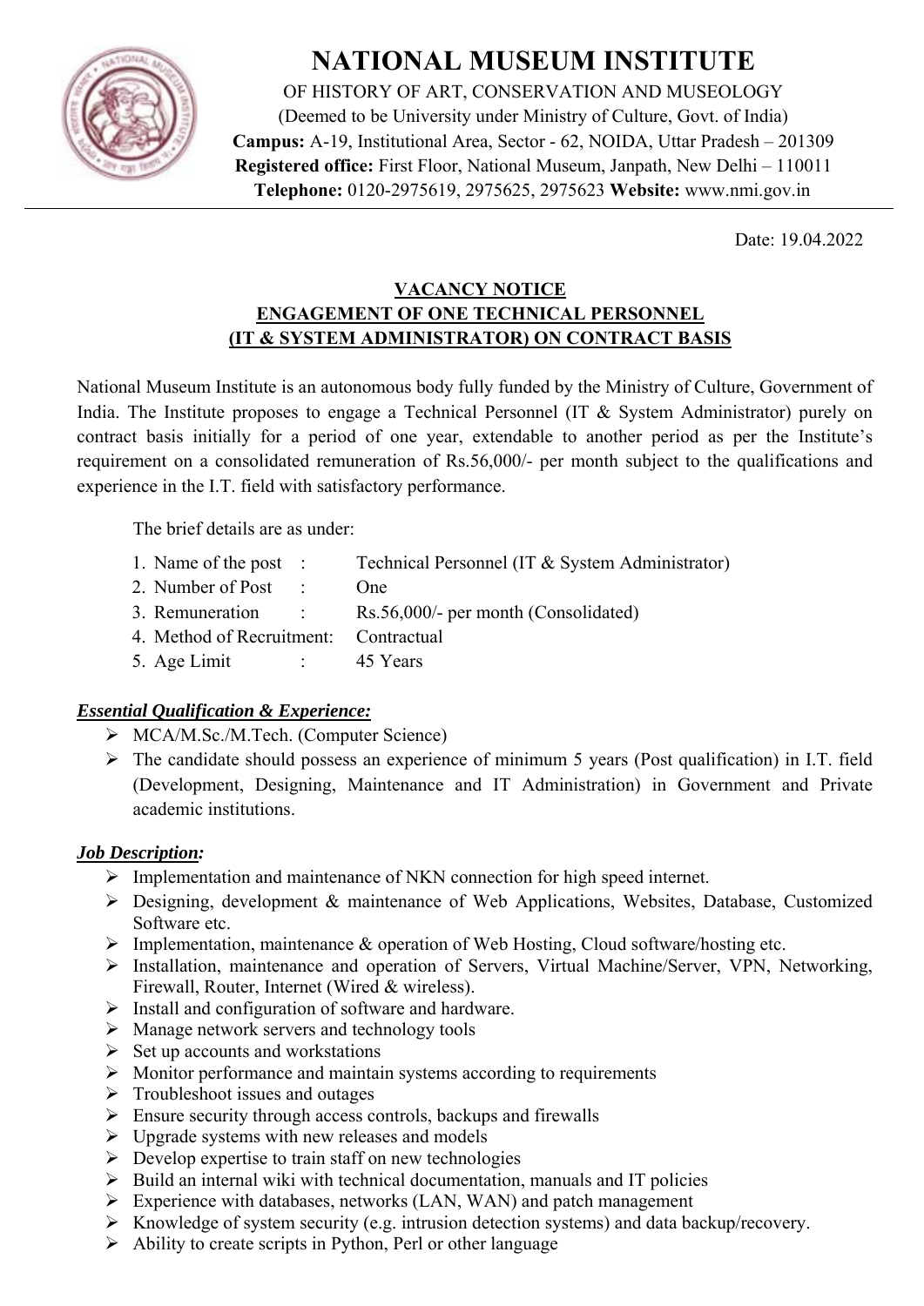# NATIONAL MUSEUM INSTITUTE

OF HISTORY OF ART, CONSERVATION AND MUSEOLOGY
(Deemed to be University under Ministry of Culture, Govt. of India)
**Campus:** A-19, Institutional Area, Sector - 62, NOIDA, Uttar Pradesh – 201309
**Registered office:** First Floor, National Museum, Janpath, New Delhi – 110011
**Telephone:** 0120-2975619, 2975625, 2975623 **Website:** www.nmi.gov.in

Date: 19.04.2022

## VACANCY NOTICE
## ENGAGEMENT OF ONE TECHNICAL PERSONNEL (IT & SYSTEM ADMINISTRATOR) ON CONTRACT BASIS

National Museum Institute is an autonomous body fully funded by the Ministry of Culture, Government of India. The Institute proposes to engage a Technical Personnel (IT & System Administrator) purely on contract basis initially for a period of one year, extendable to another period as per the Institute's requirement on a consolidated remuneration of Rs.56,000/- per month subject to the qualifications and experience in the I.T. field with satisfactory performance.

The brief details are as under:

1. Name of the post : Technical Personnel (IT & System Administrator)
2. Number of Post : One
3. Remuneration : Rs.56,000/- per month (Consolidated)
4. Method of Recruitment: Contractual
5. Age Limit : 45 Years

***Essential Qualification & Experience:***

- MCA/M.Sc./M.Tech. (Computer Science)
- The candidate should possess an experience of minimum 5 years (Post qualification) in I.T. field (Development, Designing, Maintenance and IT Administration) in Government and Private academic institutions.

***Job Description:***

- Implementation and maintenance of NKN connection for high speed internet.
- Designing, development & maintenance of Web Applications, Websites, Database, Customized Software etc.
- Implementation, maintenance & operation of Web Hosting, Cloud software/hosting etc.
- Installation, maintenance and operation of Servers, Virtual Machine/Server, VPN, Networking, Firewall, Router, Internet (Wired & wireless).
- Install and configuration of software and hardware.
- Manage network servers and technology tools
- Set up accounts and workstations
- Monitor performance and maintain systems according to requirements
- Troubleshoot issues and outages
- Ensure security through access controls, backups and firewalls
- Upgrade systems with new releases and models
- Develop expertise to train staff on new technologies
- Build an internal wiki with technical documentation, manuals and IT policies
- Experience with databases, networks (LAN, WAN) and patch management
- Knowledge of system security (e.g. intrusion detection systems) and data backup/recovery.
- Ability to create scripts in Python, Perl or other language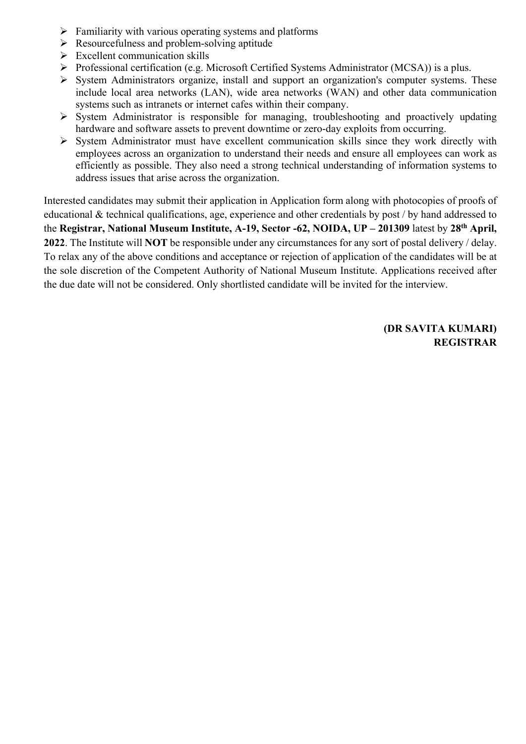- Familiarity with various operating systems and platforms
- Resourcefulness and problem-solving aptitude
- Excellent communication skills
- Professional certification (e.g. Microsoft Certified Systems Administrator (MCSA)) is a plus.
- System Administrators organize, install and support an organization's computer systems. These include local area networks (LAN), wide area networks (WAN) and other data communication systems such as intranets or internet cafes within their company.
- System Administrator is responsible for managing, troubleshooting and proactively updating hardware and software assets to prevent downtime or zero-day exploits from occurring.
- System Administrator must have excellent communication skills since they work directly with employees across an organization to understand their needs and ensure all employees can work as efficiently as possible. They also need a strong technical understanding of information systems to address issues that arise across the organization.

Interested candidates may submit their application in Application form along with photocopies of proofs of educational & technical qualifications, age, experience and other credentials by post / by hand addressed to the **Registrar, National Museum Institute, A-19, Sector -62, NOIDA, UP – 201309** latest by **28th April, 2022**. The Institute will **NOT** be responsible under any circumstances for any sort of postal delivery / delay. To relax any of the above conditions and acceptance or rejection of application of the candidates will be at the sole discretion of the Competent Authority of National Museum Institute. Applications received after the due date will not be considered. Only shortlisted candidate will be invited for the interview.

**(DR SAVITA KUMARI)**
**REGISTRAR**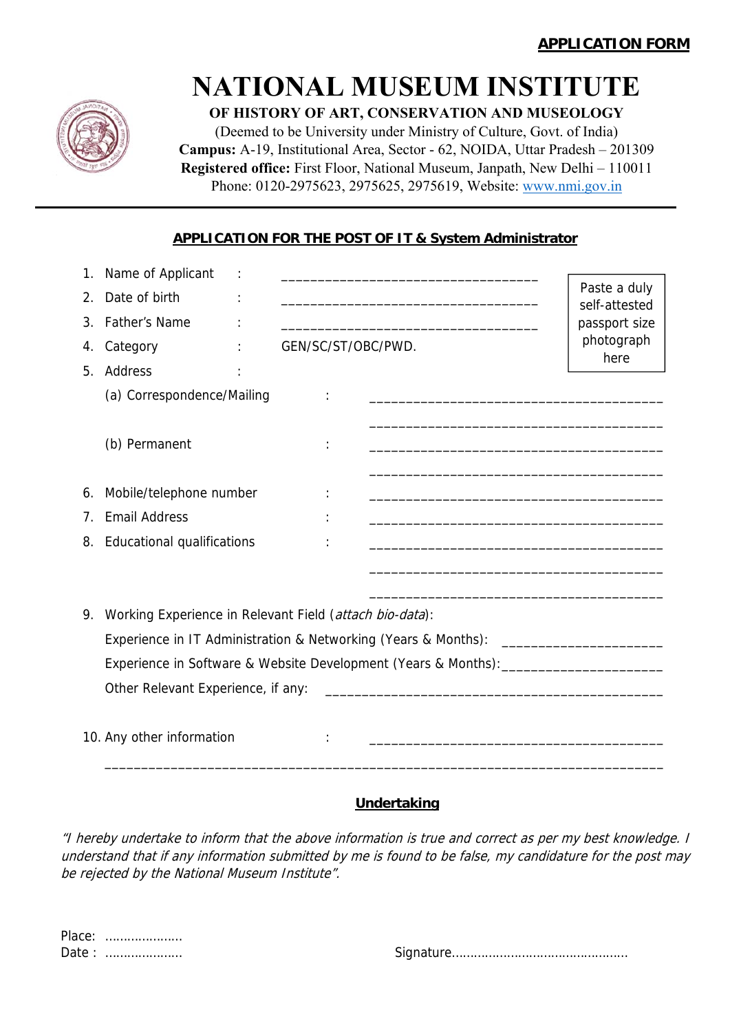**APPLICATION FORM**

# NATIONAL MUSEUM INSTITUTE

**OF HISTORY OF ART, CONSERVATION AND MUSEOLOGY**

(Deemed to be University under Ministry of Culture, Govt. of India)

**Campus:** A-19, Institutional Area, Sector - 62, NOIDA, Uttar Pradesh – 201309

**Registered office:** First Floor, National Museum, Janpath, New Delhi – 110011

Phone: 0120-2975623, 2975625, 2975619, Website: www.nmi.gov.in

---

**APPLICATION FOR THE POST OF IT & System Administrator**

Paste a duly self-attested passport size photograph here

1. Name of Applicant : ___________________________________
2. Date of birth : ___________________________________
3. Father's Name : ___________________________________
4. Category : GEN/SC/ST/OBC/PWD.
5. Address :
   (a) Correspondence/Mailing : ________________________________________
   ________________________________________
   (b) Permanent : ________________________________________
   ________________________________________
6. Mobile/telephone number : ________________________________________
7. Email Address : ________________________________________
8. Educational qualifications : ________________________________________
   ________________________________________
   ________________________________________
9. Working Experience in Relevant Field (*attach bio-data*):
   Experience in IT Administration & Networking (Years & Months): _____________________
   Experience in Software & Website Development (Years & Months):_____________________
   Other Relevant Experience, if any: ______________________________________________
10. Any other information : ________________________________________
   ___________________________________________________________________________

**Undertaking**

*"I hereby undertake to inform that the above information is true and correct as per my best knowledge. I understand that if any information submitted by me is found to be false, my candidature for the post may be rejected by the National Museum Institute".*

Place: ....................

Date : ....................

Signature..............................................